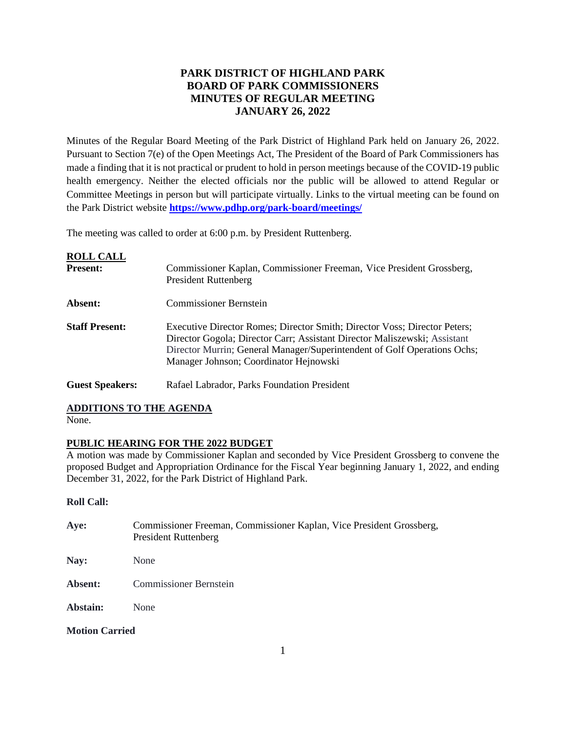# PARK DISTRICT OF HIGHLAND PARK
# BOARD OF PARK COMMISSIONERS
# MINUTES OF REGULAR MEETING
# JANUARY 26, 2022

Minutes of the Regular Board Meeting of the Park District of Highland Park held on January 26, 2022. Pursuant to Section 7(e) of the Open Meetings Act, The President of the Board of Park Commissioners has made a finding that it is not practical or prudent to hold in person meetings because of the COVID-19 public health emergency. Neither the elected officials nor the public will be allowed to attend Regular or Committee Meetings in person but will participate virtually. Links to the virtual meeting can be found on the Park District website **https://www.pdhp.org/park-board/meetings/**

The meeting was called to order at 6:00 p.m. by President Ruttenberg.

## ROLL CALL

**Present:** Commissioner Kaplan, Commissioner Freeman, Vice President Grossberg, President Ruttenberg

**Absent:** Commissioner Bernstein

**Staff Present:** Executive Director Romes; Director Smith; Director Voss; Director Peters; Director Gogola; Director Carr; Assistant Director Maliszewski; Assistant Director Murrin; General Manager/Superintendent of Golf Operations Ochs; Manager Johnson; Coordinator Hejnowski

**Guest Speakers:** Rafael Labrador, Parks Foundation President

## ADDITIONS TO THE AGENDA

None.

## PUBLIC HEARING FOR THE 2022 BUDGET

A motion was made by Commissioner Kaplan and seconded by Vice President Grossberg to convene the proposed Budget and Appropriation Ordinance for the Fiscal Year beginning January 1, 2022, and ending December 31, 2022, for the Park District of Highland Park.

**Roll Call:**

**Aye:** Commissioner Freeman, Commissioner Kaplan, Vice President Grossberg, President Ruttenberg

**Nay:** None

**Absent:** Commissioner Bernstein

**Abstain:** None

**Motion Carried**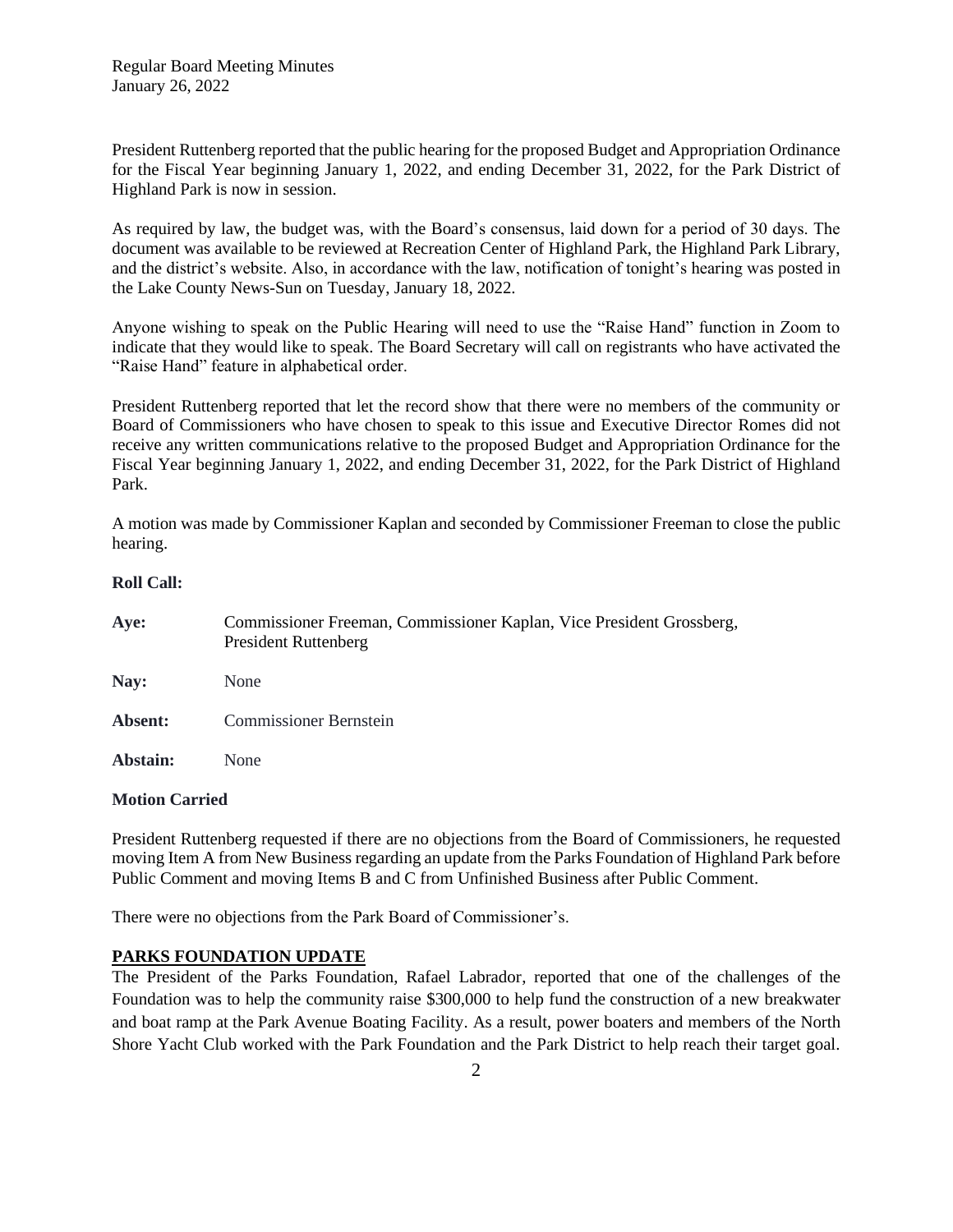President Ruttenberg reported that the public hearing for the proposed Budget and Appropriation Ordinance for the Fiscal Year beginning January 1, 2022, and ending December 31, 2022, for the Park District of Highland Park is now in session.

As required by law, the budget was, with the Board's consensus, laid down for a period of 30 days. The document was available to be reviewed at Recreation Center of Highland Park, the Highland Park Library, and the district's website. Also, in accordance with the law, notification of tonight's hearing was posted in the Lake County News-Sun on Tuesday, January 18, 2022.

Anyone wishing to speak on the Public Hearing will need to use the "Raise Hand" function in Zoom to indicate that they would like to speak. The Board Secretary will call on registrants who have activated the "Raise Hand" feature in alphabetical order.

President Ruttenberg reported that let the record show that there were no members of the community or Board of Commissioners who have chosen to speak to this issue and Executive Director Romes did not receive any written communications relative to the proposed Budget and Appropriation Ordinance for the Fiscal Year beginning January 1, 2022, and ending December 31, 2022, for the Park District of Highland Park.

A motion was made by Commissioner Kaplan and seconded by Commissioner Freeman to close the public hearing.

**Roll Call:**

**Aye:** Commissioner Freeman, Commissioner Kaplan, Vice President Grossberg, President Ruttenberg

**Nay:** None

**Absent:** Commissioner Bernstein

**Abstain:** None

**Motion Carried**

President Ruttenberg requested if there are no objections from the Board of Commissioners, he requested moving Item A from New Business regarding an update from the Parks Foundation of Highland Park before Public Comment and moving Items B and C from Unfinished Business after Public Comment.

There were no objections from the Park Board of Commissioner's.

**PARKS FOUNDATION UPDATE**

The President of the Parks Foundation, Rafael Labrador, reported that one of the challenges of the Foundation was to help the community raise $300,000 to help fund the construction of a new breakwater and boat ramp at the Park Avenue Boating Facility. As a result, power boaters and members of the North Shore Yacht Club worked with the Park Foundation and the Park District to help reach their target goal.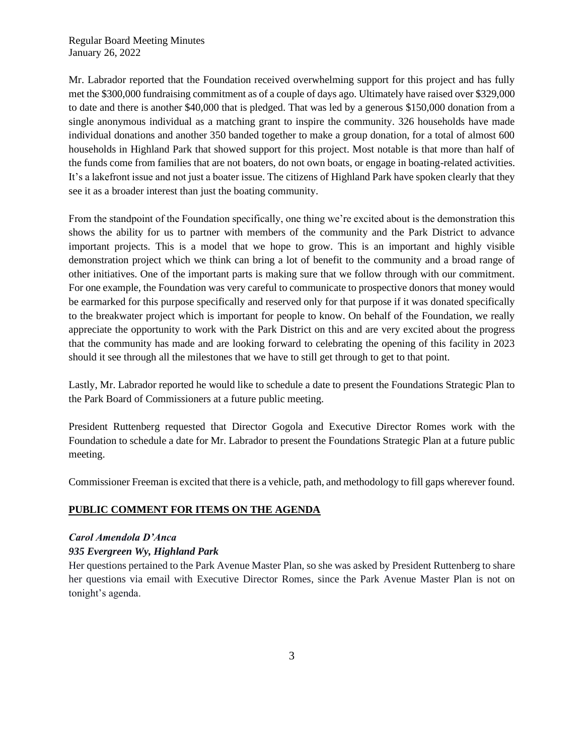Mr. Labrador reported that the Foundation received overwhelming support for this project and has fully met the $300,000 fundraising commitment as of a couple of days ago. Ultimately have raised over $329,000 to date and there is another $40,000 that is pledged. That was led by a generous $150,000 donation from a single anonymous individual as a matching grant to inspire the community. 326 households have made individual donations and another 350 banded together to make a group donation, for a total of almost 600 households in Highland Park that showed support for this project. Most notable is that more than half of the funds come from families that are not boaters, do not own boats, or engage in boating-related activities. It's a lakefront issue and not just a boater issue. The citizens of Highland Park have spoken clearly that they see it as a broader interest than just the boating community.

From the standpoint of the Foundation specifically, one thing we're excited about is the demonstration this shows the ability for us to partner with members of the community and the Park District to advance important projects. This is a model that we hope to grow. This is an important and highly visible demonstration project which we think can bring a lot of benefit to the community and a broad range of other initiatives. One of the important parts is making sure that we follow through with our commitment. For one example, the Foundation was very careful to communicate to prospective donors that money would be earmarked for this purpose specifically and reserved only for that purpose if it was donated specifically to the breakwater project which is important for people to know. On behalf of the Foundation, we really appreciate the opportunity to work with the Park District on this and are very excited about the progress that the community has made and are looking forward to celebrating the opening of this facility in 2023 should it see through all the milestones that we have to still get through to get to that point.

Lastly, Mr. Labrador reported he would like to schedule a date to present the Foundations Strategic Plan to the Park Board of Commissioners at a future public meeting.

President Ruttenberg requested that Director Gogola and Executive Director Romes work with the Foundation to schedule a date for Mr. Labrador to present the Foundations Strategic Plan at a future public meeting.

Commissioner Freeman is excited that there is a vehicle, path, and methodology to fill gaps wherever found.

## **PUBLIC COMMENT FOR ITEMS ON THE AGENDA**

***Carol Amendola D'Anca***
***935 Evergreen Wy, Highland Park***

Her questions pertained to the Park Avenue Master Plan, so she was asked by President Ruttenberg to share her questions via email with Executive Director Romes, since the Park Avenue Master Plan is not on tonight's agenda.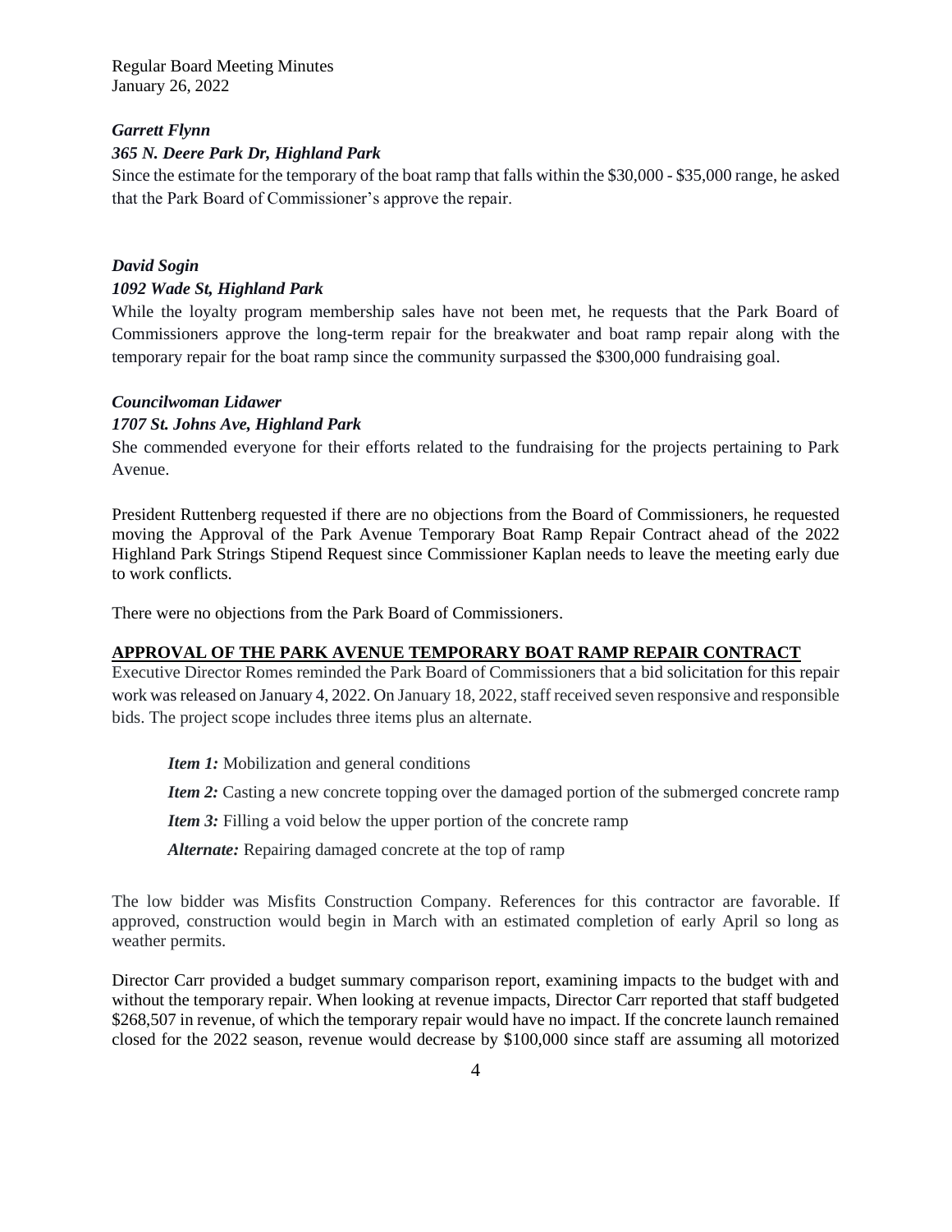***Garrett Flynn***

***365 N. Deere Park Dr, Highland Park***

Since the estimate for the temporary of the boat ramp that falls within the $30,000 - $35,000 range, he asked that the Park Board of Commissioner's approve the repair.

***David Sogin***

***1092 Wade St, Highland Park***

While the loyalty program membership sales have not been met, he requests that the Park Board of Commissioners approve the long-term repair for the breakwater and boat ramp repair along with the temporary repair for the boat ramp since the community surpassed the $300,000 fundraising goal.

***Councilwoman Lidawer***

***1707 St. Johns Ave, Highland Park***

She commended everyone for their efforts related to the fundraising for the projects pertaining to Park Avenue.

President Ruttenberg requested if there are no objections from the Board of Commissioners, he requested moving the Approval of the Park Avenue Temporary Boat Ramp Repair Contract ahead of the 2022 Highland Park Strings Stipend Request since Commissioner Kaplan needs to leave the meeting early due to work conflicts.

There were no objections from the Park Board of Commissioners.

## APPROVAL OF THE PARK AVENUE TEMPORARY BOAT RAMP REPAIR CONTRACT

Executive Director Romes reminded the Park Board of Commissioners that a bid solicitation for this repair work was released on January 4, 2022. On January 18, 2022, staff received seven responsive and responsible bids. The project scope includes three items plus an alternate.

*Item 1:* Mobilization and general conditions

*Item 2:* Casting a new concrete topping over the damaged portion of the submerged concrete ramp

*Item 3:* Filling a void below the upper portion of the concrete ramp

*Alternate:* Repairing damaged concrete at the top of ramp

The low bidder was Misfits Construction Company. References for this contractor are favorable. If approved, construction would begin in March with an estimated completion of early April so long as weather permits.

Director Carr provided a budget summary comparison report, examining impacts to the budget with and without the temporary repair. When looking at revenue impacts, Director Carr reported that staff budgeted $268,507 in revenue, of which the temporary repair would have no impact. If the concrete launch remained closed for the 2022 season, revenue would decrease by $100,000 since staff are assuming all motorized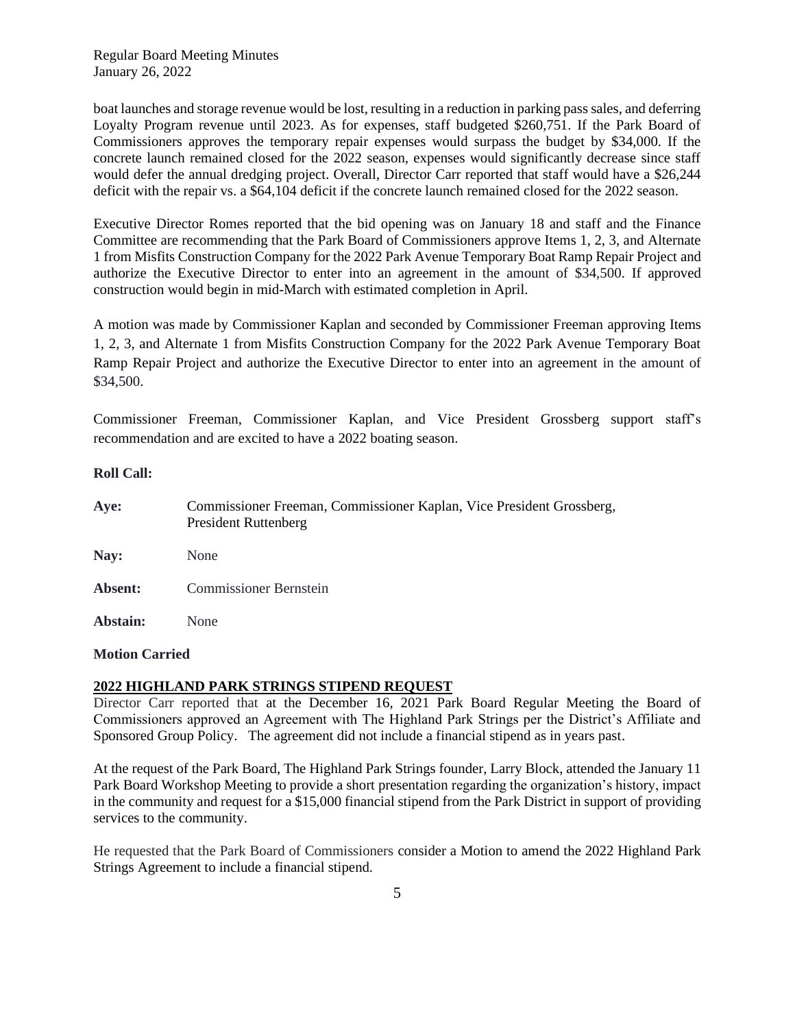boat launches and storage revenue would be lost, resulting in a reduction in parking pass sales, and deferring Loyalty Program revenue until 2023. As for expenses, staff budgeted $260,751. If the Park Board of Commissioners approves the temporary repair expenses would surpass the budget by $34,000. If the concrete launch remained closed for the 2022 season, expenses would significantly decrease since staff would defer the annual dredging project. Overall, Director Carr reported that staff would have a $26,244 deficit with the repair vs. a $64,104 deficit if the concrete launch remained closed for the 2022 season.

Executive Director Romes reported that the bid opening was on January 18 and staff and the Finance Committee are recommending that the Park Board of Commissioners approve Items 1, 2, 3, and Alternate 1 from Misfits Construction Company for the 2022 Park Avenue Temporary Boat Ramp Repair Project and authorize the Executive Director to enter into an agreement in the amount of $34,500. If approved construction would begin in mid-March with estimated completion in April.

A motion was made by Commissioner Kaplan and seconded by Commissioner Freeman approving Items 1, 2, 3, and Alternate 1 from Misfits Construction Company for the 2022 Park Avenue Temporary Boat Ramp Repair Project and authorize the Executive Director to enter into an agreement in the amount of $34,500.

Commissioner Freeman, Commissioner Kaplan, and Vice President Grossberg support staff's recommendation and are excited to have a 2022 boating season.

**Roll Call:**

**Aye:** Commissioner Freeman, Commissioner Kaplan, Vice President Grossberg, President Ruttenberg

**Nay:** None

**Absent:** Commissioner Bernstein

**Abstain:** None

**Motion Carried**

**2022 HIGHLAND PARK STRINGS STIPEND REQUEST**

Director Carr reported that at the December 16, 2021 Park Board Regular Meeting the Board of Commissioners approved an Agreement with The Highland Park Strings per the District's Affiliate and Sponsored Group Policy. The agreement did not include a financial stipend as in years past.

At the request of the Park Board, The Highland Park Strings founder, Larry Block, attended the January 11 Park Board Workshop Meeting to provide a short presentation regarding the organization's history, impact in the community and request for a $15,000 financial stipend from the Park District in support of providing services to the community.

He requested that the Park Board of Commissioners consider a Motion to amend the 2022 Highland Park Strings Agreement to include a financial stipend.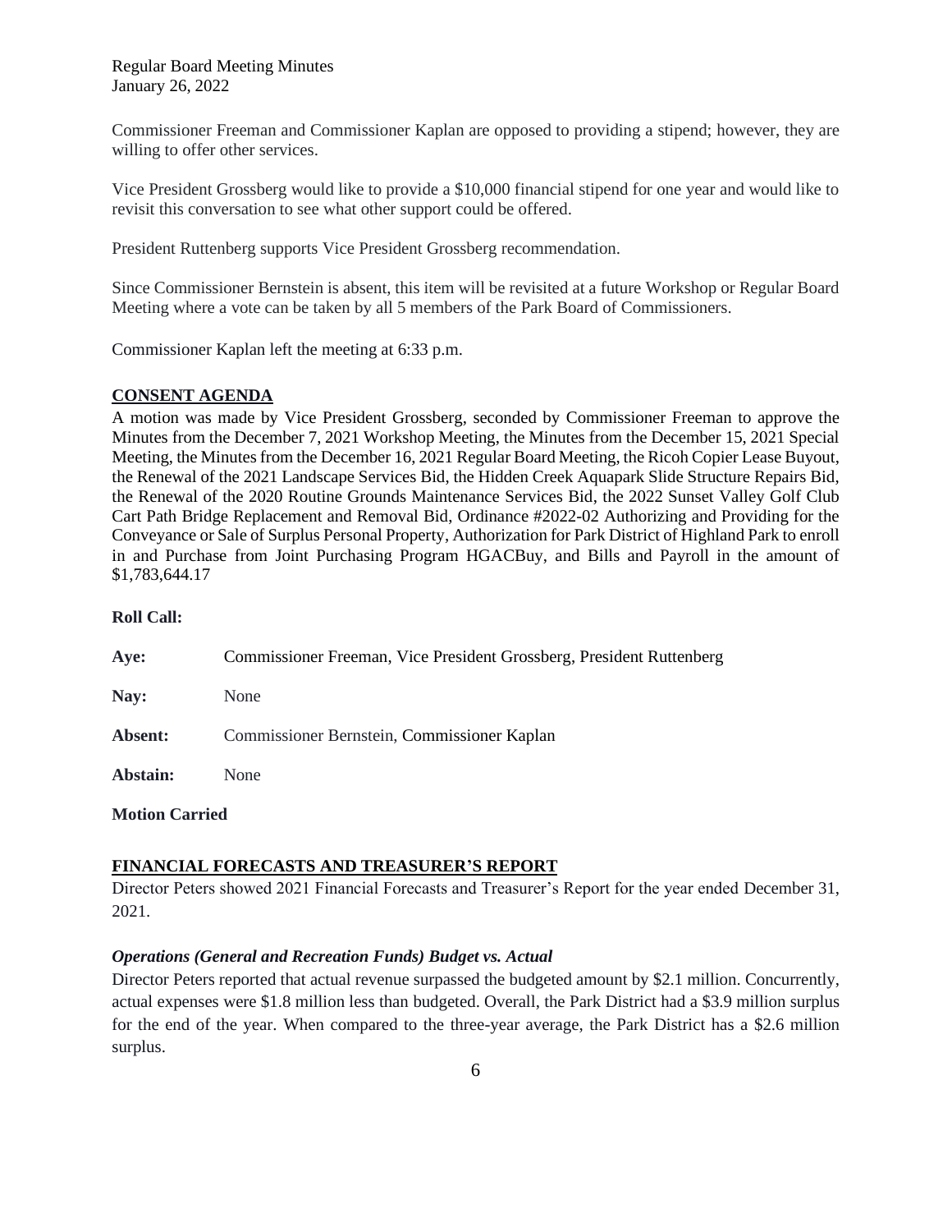Commissioner Freeman and Commissioner Kaplan are opposed to providing a stipend; however, they are willing to offer other services.

Vice President Grossberg would like to provide a $10,000 financial stipend for one year and would like to revisit this conversation to see what other support could be offered.

President Ruttenberg supports Vice President Grossberg recommendation.

Since Commissioner Bernstein is absent, this item will be revisited at a future Workshop or Regular Board Meeting where a vote can be taken by all 5 members of the Park Board of Commissioners.

Commissioner Kaplan left the meeting at 6:33 p.m.

## CONSENT AGENDA

A motion was made by Vice President Grossberg, seconded by Commissioner Freeman to approve the Minutes from the December 7, 2021 Workshop Meeting, the Minutes from the December 15, 2021 Special Meeting, the Minutes from the December 16, 2021 Regular Board Meeting, the Ricoh Copier Lease Buyout, the Renewal of the 2021 Landscape Services Bid, the Hidden Creek Aquapark Slide Structure Repairs Bid, the Renewal of the 2020 Routine Grounds Maintenance Services Bid, the 2022 Sunset Valley Golf Club Cart Path Bridge Replacement and Removal Bid, Ordinance #2022-02 Authorizing and Providing for the Conveyance or Sale of Surplus Personal Property, Authorization for Park District of Highland Park to enroll in and Purchase from Joint Purchasing Program HGACBuy, and Bills and Payroll in the amount of $1,783,644.17

**Roll Call:**

**Aye:** Commissioner Freeman, Vice President Grossberg, President Ruttenberg

**Nay:** None

**Absent:** Commissioner Bernstein, Commissioner Kaplan

**Abstain:** None

**Motion Carried**

## FINANCIAL FORECASTS AND TREASURER'S REPORT

Director Peters showed 2021 Financial Forecasts and Treasurer's Report for the year ended December 31, 2021.

### *Operations (General and Recreation Funds) Budget vs. Actual*

Director Peters reported that actual revenue surpassed the budgeted amount by $2.1 million. Concurrently, actual expenses were $1.8 million less than budgeted. Overall, the Park District had a $3.9 million surplus for the end of the year. When compared to the three-year average, the Park District has a $2.6 million surplus.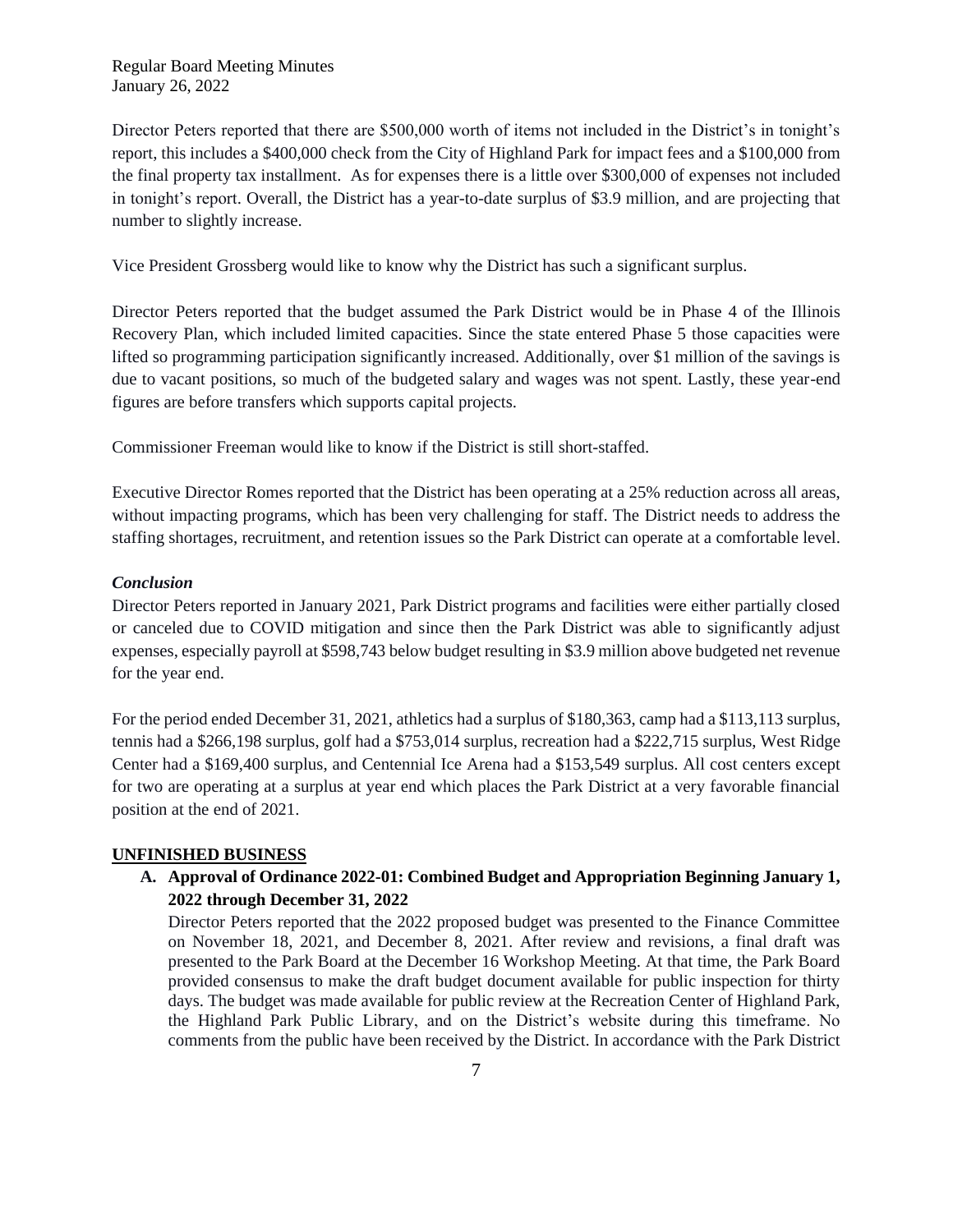Director Peters reported that there are $500,000 worth of items not included in the District's in tonight's report, this includes a $400,000 check from the City of Highland Park for impact fees and a $100,000 from the final property tax installment. As for expenses there is a little over $300,000 of expenses not included in tonight's report. Overall, the District has a year-to-date surplus of $3.9 million, and are projecting that number to slightly increase.

Vice President Grossberg would like to know why the District has such a significant surplus.

Director Peters reported that the budget assumed the Park District would be in Phase 4 of the Illinois Recovery Plan, which included limited capacities. Since the state entered Phase 5 those capacities were lifted so programming participation significantly increased. Additionally, over $1 million of the savings is due to vacant positions, so much of the budgeted salary and wages was not spent. Lastly, these year-end figures are before transfers which supports capital projects.

Commissioner Freeman would like to know if the District is still short-staffed.

Executive Director Romes reported that the District has been operating at a 25% reduction across all areas, without impacting programs, which has been very challenging for staff. The District needs to address the staffing shortages, recruitment, and retention issues so the Park District can operate at a comfortable level.

***Conclusion***

Director Peters reported in January 2021, Park District programs and facilities were either partially closed or canceled due to COVID mitigation and since then the Park District was able to significantly adjust expenses, especially payroll at $598,743 below budget resulting in $3.9 million above budgeted net revenue for the year end.

For the period ended December 31, 2021, athletics had a surplus of $180,363, camp had a $113,113 surplus, tennis had a $266,198 surplus, golf had a $753,014 surplus, recreation had a $222,715 surplus, West Ridge Center had a $169,400 surplus, and Centennial Ice Arena had a $153,549 surplus. All cost centers except for two are operating at a surplus at year end which places the Park District at a very favorable financial position at the end of 2021.

## UNFINISHED BUSINESS

**A. Approval of Ordinance 2022-01: Combined Budget and Appropriation Beginning January 1, 2022 through December 31, 2022**

Director Peters reported that the 2022 proposed budget was presented to the Finance Committee on November 18, 2021, and December 8, 2021. After review and revisions, a final draft was presented to the Park Board at the December 16 Workshop Meeting. At that time, the Park Board provided consensus to make the draft budget document available for public inspection for thirty days. The budget was made available for public review at the Recreation Center of Highland Park, the Highland Park Public Library, and on the District's website during this timeframe. No comments from the public have been received by the District. In accordance with the Park District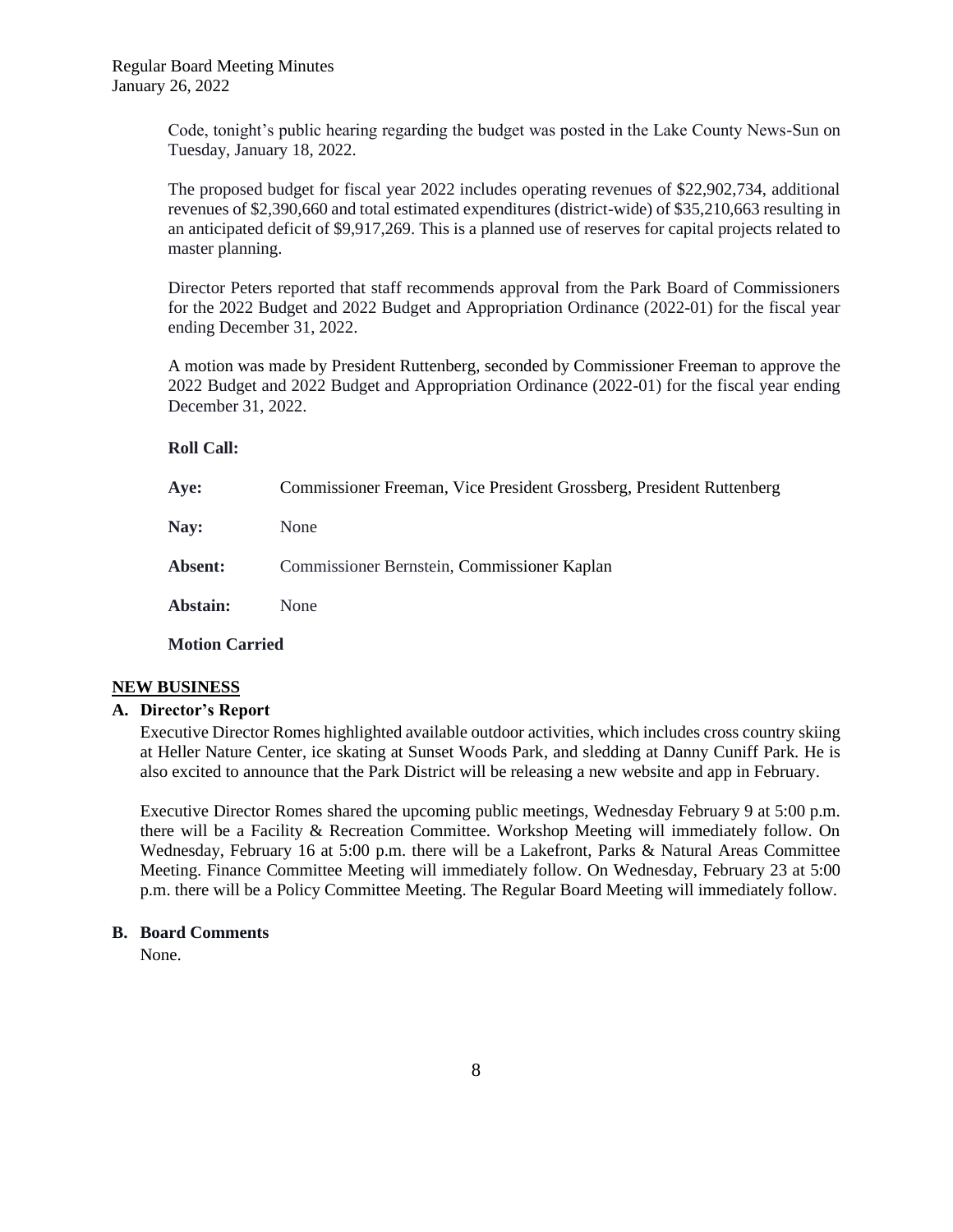Code, tonight's public hearing regarding the budget was posted in the Lake County News-Sun on Tuesday, January 18, 2022.

The proposed budget for fiscal year 2022 includes operating revenues of $22,902,734, additional revenues of $2,390,660 and total estimated expenditures (district-wide) of $35,210,663 resulting in an anticipated deficit of $9,917,269. This is a planned use of reserves for capital projects related to master planning.

Director Peters reported that staff recommends approval from the Park Board of Commissioners for the 2022 Budget and 2022 Budget and Appropriation Ordinance (2022-01) for the fiscal year ending December 31, 2022.

A motion was made by President Ruttenberg, seconded by Commissioner Freeman to approve the 2022 Budget and 2022 Budget and Appropriation Ordinance (2022-01) for the fiscal year ending December 31, 2022.

**Roll Call:**

**Aye:** Commissioner Freeman, Vice President Grossberg, President Ruttenberg

**Nay:** None

**Absent:** Commissioner Bernstein, Commissioner Kaplan

**Abstain:** None

**Motion Carried**

## NEW BUSINESS

### A. Director's Report

Executive Director Romes highlighted available outdoor activities, which includes cross country skiing at Heller Nature Center, ice skating at Sunset Woods Park, and sledding at Danny Cuniff Park. He is also excited to announce that the Park District will be releasing a new website and app in February.

Executive Director Romes shared the upcoming public meetings, Wednesday February 9 at 5:00 p.m. there will be a Facility & Recreation Committee. Workshop Meeting will immediately follow. On Wednesday, February 16 at 5:00 p.m. there will be a Lakefront, Parks & Natural Areas Committee Meeting. Finance Committee Meeting will immediately follow. On Wednesday, February 23 at 5:00 p.m. there will be a Policy Committee Meeting. The Regular Board Meeting will immediately follow.

### B. Board Comments

None.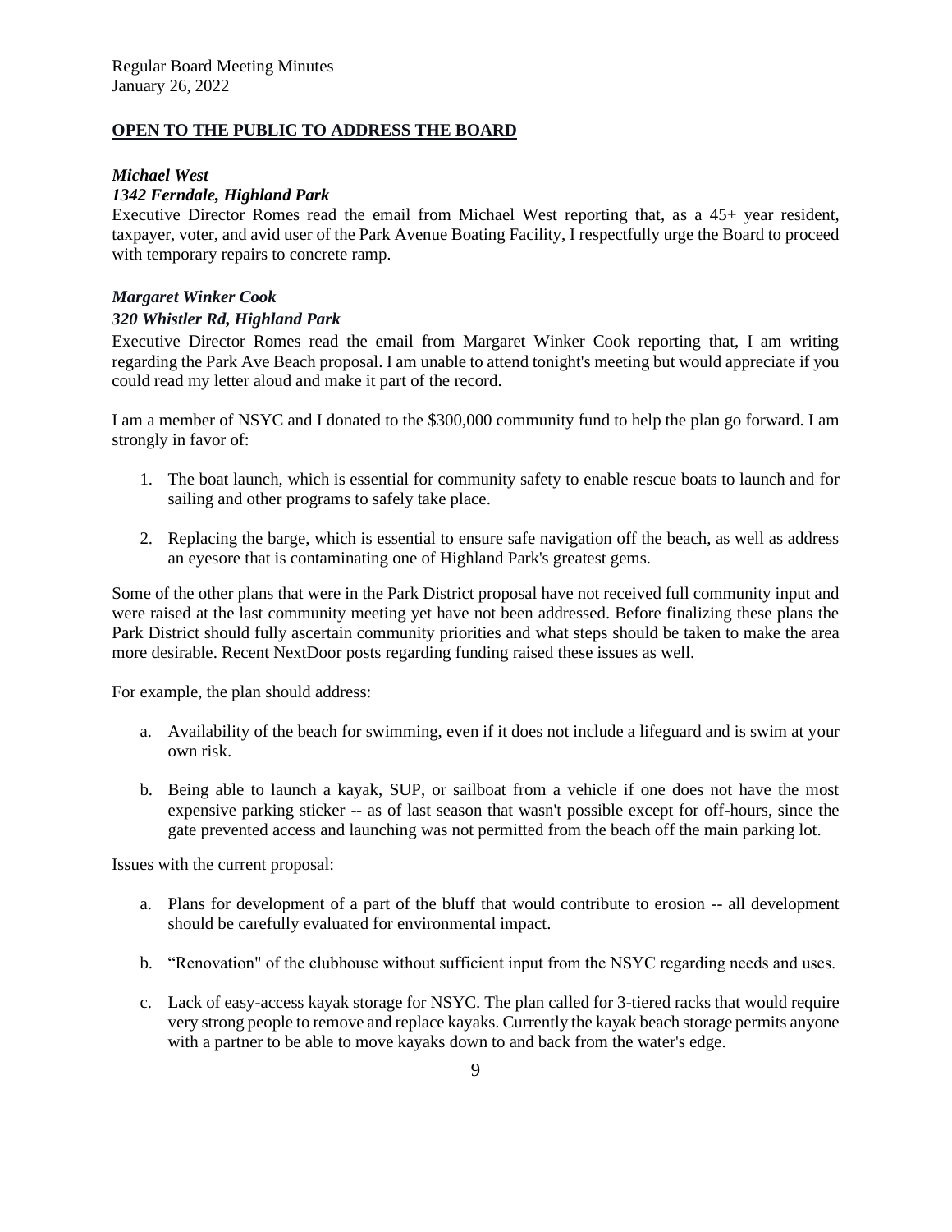## **OPEN TO THE PUBLIC TO ADDRESS THE BOARD**

***Michael West***
***1342 Ferndale, Highland Park***

Executive Director Romes read the email from Michael West reporting that, as a 45+ year resident, taxpayer, voter, and avid user of the Park Avenue Boating Facility, I respectfully urge the Board to proceed with temporary repairs to concrete ramp.

***Margaret Winker Cook***
***320 Whistler Rd, Highland Park***

Executive Director Romes read the email from Margaret Winker Cook reporting that, I am writing regarding the Park Ave Beach proposal. I am unable to attend tonight's meeting but would appreciate if you could read my letter aloud and make it part of the record.

I am a member of NSYC and I donated to the $300,000 community fund to help the plan go forward. I am strongly in favor of:

1. The boat launch, which is essential for community safety to enable rescue boats to launch and for sailing and other programs to safely take place.

2. Replacing the barge, which is essential to ensure safe navigation off the beach, as well as address an eyesore that is contaminating one of Highland Park's greatest gems.

Some of the other plans that were in the Park District proposal have not received full community input and were raised at the last community meeting yet have not been addressed. Before finalizing these plans the Park District should fully ascertain community priorities and what steps should be taken to make the area more desirable. Recent NextDoor posts regarding funding raised these issues as well.

For example, the plan should address:

a. Availability of the beach for swimming, even if it does not include a lifeguard and is swim at your own risk.

b. Being able to launch a kayak, SUP, or sailboat from a vehicle if one does not have the most expensive parking sticker -- as of last season that wasn't possible except for off-hours, since the gate prevented access and launching was not permitted from the beach off the main parking lot.

Issues with the current proposal:

a. Plans for development of a part of the bluff that would contribute to erosion -- all development should be carefully evaluated for environmental impact.

b. "Renovation" of the clubhouse without sufficient input from the NSYC regarding needs and uses.

c. Lack of easy-access kayak storage for NSYC. The plan called for 3-tiered racks that would require very strong people to remove and replace kayaks. Currently the kayak beach storage permits anyone with a partner to be able to move kayaks down to and back from the water's edge.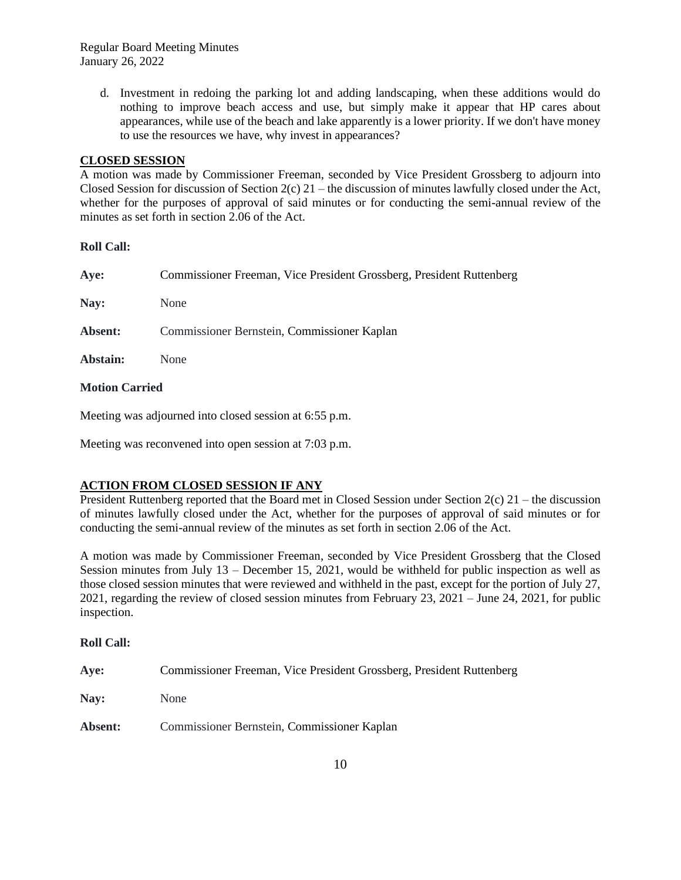d. Investment in redoing the parking lot and adding landscaping, when these additions would do nothing to improve beach access and use, but simply make it appear that HP cares about appearances, while use of the beach and lake apparently is a lower priority. If we don't have money to use the resources we have, why invest in appearances?

## CLOSED SESSION

A motion was made by Commissioner Freeman, seconded by Vice President Grossberg to adjourn into Closed Session for discussion of Section 2(c) 21 – the discussion of minutes lawfully closed under the Act, whether for the purposes of approval of said minutes or for conducting the semi-annual review of the minutes as set forth in section 2.06 of the Act.

**Roll Call:**

**Aye:** Commissioner Freeman, Vice President Grossberg, President Ruttenberg

**Nay:** None

**Absent:** Commissioner Bernstein, Commissioner Kaplan

**Abstain:** None

**Motion Carried**

Meeting was adjourned into closed session at 6:55 p.m.

Meeting was reconvened into open session at 7:03 p.m.

## ACTION FROM CLOSED SESSION IF ANY

President Ruttenberg reported that the Board met in Closed Session under Section 2(c) 21 – the discussion of minutes lawfully closed under the Act, whether for the purposes of approval of said minutes or for conducting the semi-annual review of the minutes as set forth in section 2.06 of the Act.

A motion was made by Commissioner Freeman, seconded by Vice President Grossberg that the Closed Session minutes from July 13 – December 15, 2021, would be withheld for public inspection as well as those closed session minutes that were reviewed and withheld in the past, except for the portion of July 27, 2021, regarding the review of closed session minutes from February 23, 2021 – June 24, 2021, for public inspection.

**Roll Call:**

**Aye:** Commissioner Freeman, Vice President Grossberg, President Ruttenberg

**Nay:** None

**Absent:** Commissioner Bernstein, Commissioner Kaplan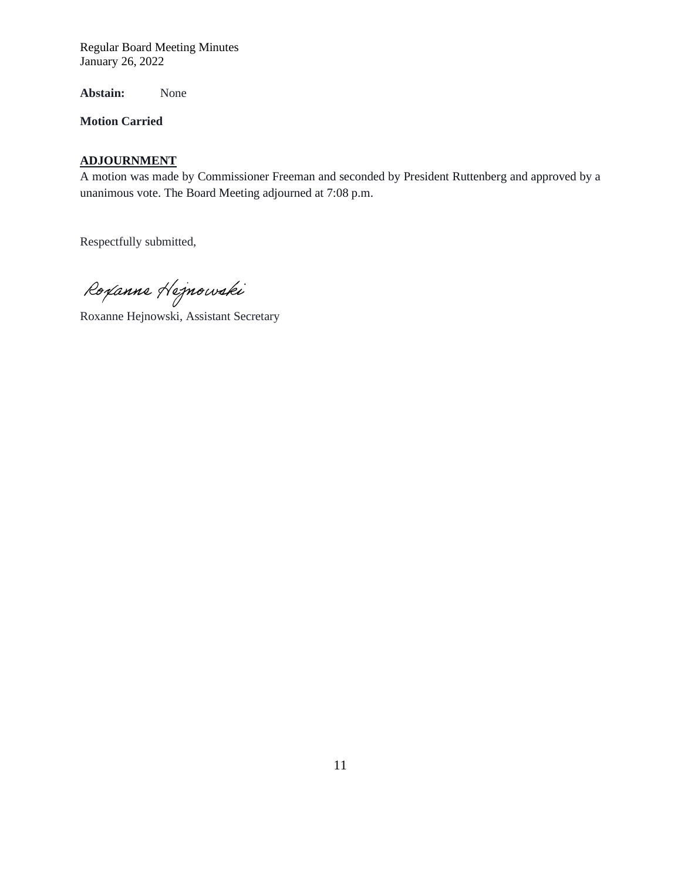**Abstain:** None

**Motion Carried**

**ADJOURNMENT**

A motion was made by Commissioner Freeman and seconded by President Ruttenberg and approved by a unanimous vote. The Board Meeting adjourned at 7:08 p.m.

Respectfully submitted,

Roxanne Hejnowski

Roxanne Hejnowski, Assistant Secretary